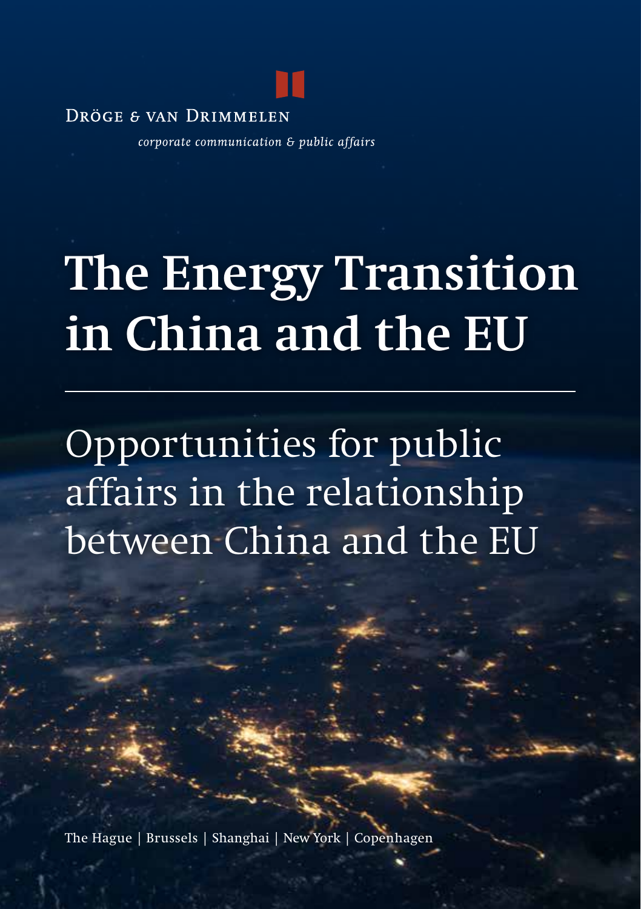DRÖGE & VAN DRIMMELEN

*corporate communication & public affairs*

# The Energy Transition in China and the EU

---

## Opportunities for public affairs in the relationship between China and the EU

The Hague | Brussels | Shanghai | New York | Copenhagen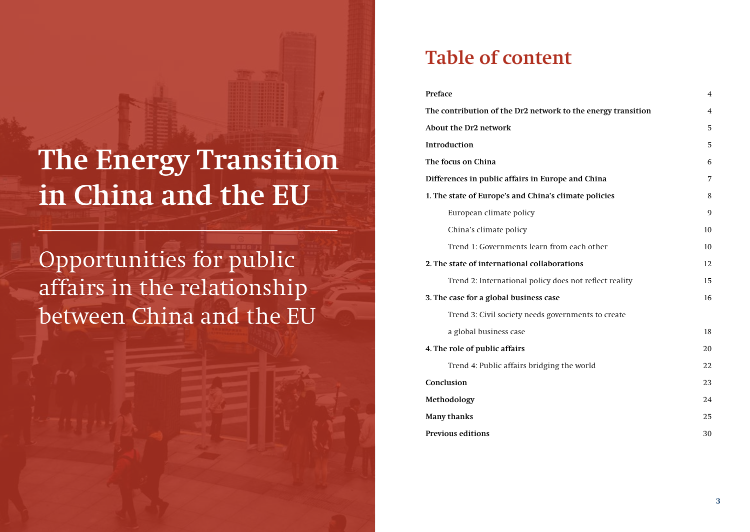# The Energy Transition in China and the EU

## Opportunities for public affairs in the relationship between China and the EU

## Table of content

| | |
|---|---|
| **Preface** | 4 |
| **The contribution of the Dr2 network to the energy transition** | 4 |
| **About the Dr2 network** | 5 |
| **Introduction** | 5 |
| **The focus on China** | 6 |
| **Differences in public affairs in Europe and China** | 7 |
| **1. The state of Europe's and China's climate policies** | 8 |
| European climate policy | 9 |
| China's climate policy | 10 |
| Trend 1: Governments learn from each other | 10 |
| **2. The state of international collaborations** | 12 |
| Trend 2: International policy does not reflect reality | 15 |
| **3. The case for a global business case** | 16 |
| Trend 3: Civil society needs governments to create a global business case | 18 |
| **4. The role of public affairs** | 20 |
| Trend 4: Public affairs bridging the world | 22 |
| **Conclusion** | 23 |
| **Methodology** | 24 |
| **Many thanks** | 25 |
| **Previous editions** | 30 |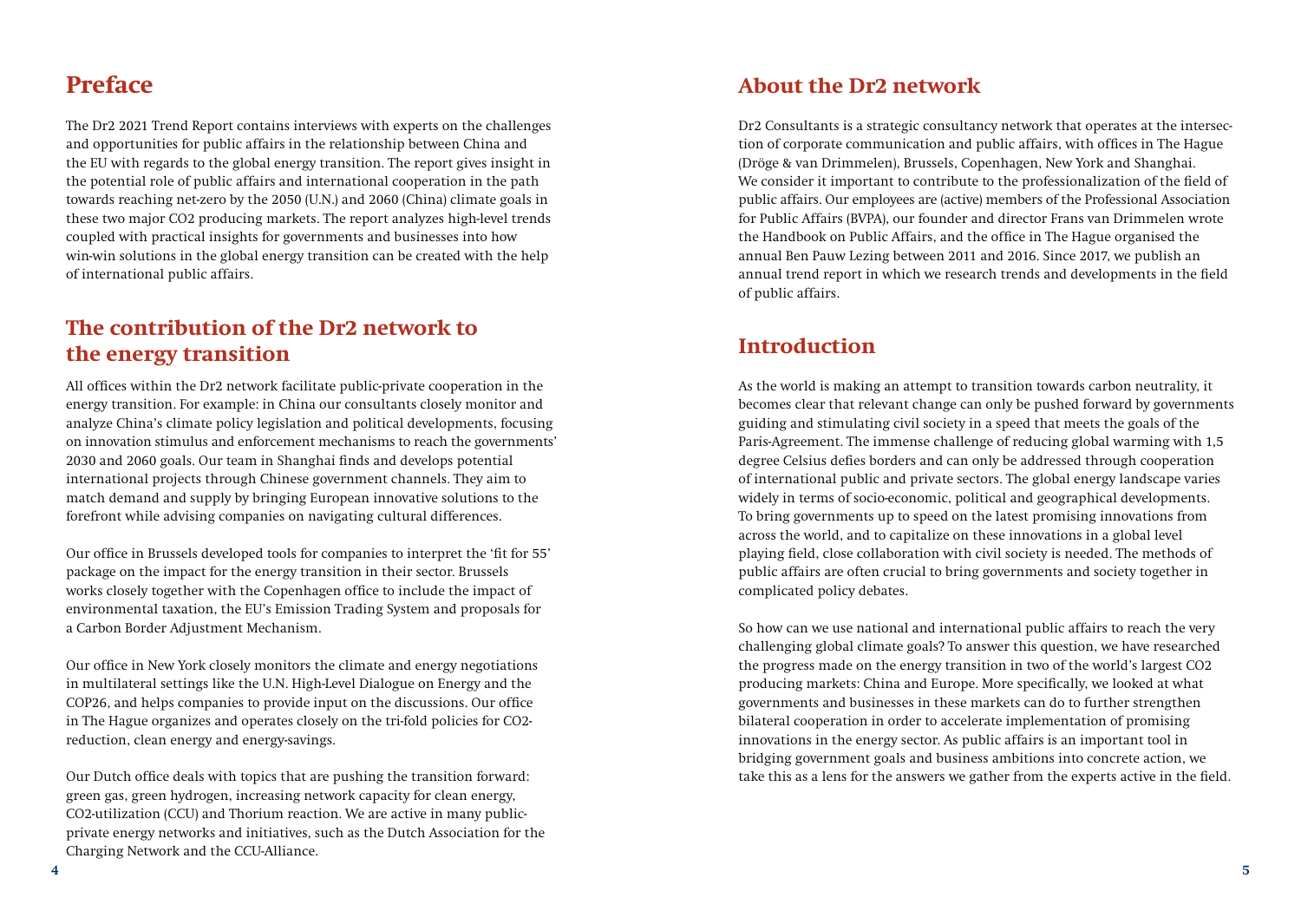## Preface

The Dr2 2021 Trend Report contains interviews with experts on the challenges and opportunities for public affairs in the relationship between China and the EU with regards to the global energy transition. The report gives insight in the potential role of public affairs and international cooperation in the path towards reaching net-zero by the 2050 (U.N.) and 2060 (China) climate goals in these two major CO2 producing markets. The report analyzes high-level trends coupled with practical insights for governments and businesses into how win-win solutions in the global energy transition can be created with the help of international public affairs.

## The contribution of the Dr2 network to the energy transition

All offices within the Dr2 network facilitate public-private cooperation in the energy transition. For example: in China our consultants closely monitor and analyze China's climate policy legislation and political developments, focusing on innovation stimulus and enforcement mechanisms to reach the governments' 2030 and 2060 goals. Our team in Shanghai finds and develops potential international projects through Chinese government channels. They aim to match demand and supply by bringing European innovative solutions to the forefront while advising companies on navigating cultural differences.

Our office in Brussels developed tools for companies to interpret the 'fit for 55' package on the impact for the energy transition in their sector. Brussels works closely together with the Copenhagen office to include the impact of environmental taxation, the EU's Emission Trading System and proposals for a Carbon Border Adjustment Mechanism.

Our office in New York closely monitors the climate and energy negotiations in multilateral settings like the U.N. High-Level Dialogue on Energy and the COP26, and helps companies to provide input on the discussions. Our office in The Hague organizes and operates closely on the tri-fold policies for CO2-reduction, clean energy and energy-savings.

Our Dutch office deals with topics that are pushing the transition forward: green gas, green hydrogen, increasing network capacity for clean energy, CO2-utilization (CCU) and Thorium reaction. We are active in many public-private energy networks and initiatives, such as the Dutch Association for the Charging Network and the CCU-Alliance.

## About the Dr2 network

Dr2 Consultants is a strategic consultancy network that operates at the intersection of corporate communication and public affairs, with offices in The Hague (Dröge & van Drimmelen), Brussels, Copenhagen, New York and Shanghai. We consider it important to contribute to the professionalization of the field of public affairs. Our employees are (active) members of the Professional Association for Public Affairs (BVPA), our founder and director Frans van Drimmelen wrote the Handbook on Public Affairs, and the office in The Hague organised the annual Ben Pauw Lezing between 2011 and 2016. Since 2017, we publish an annual trend report in which we research trends and developments in the field of public affairs.

## Introduction

As the world is making an attempt to transition towards carbon neutrality, it becomes clear that relevant change can only be pushed forward by governments guiding and stimulating civil society in a speed that meets the goals of the Paris-Agreement. The immense challenge of reducing global warming with 1,5 degree Celsius defies borders and can only be addressed through cooperation of international public and private sectors. The global energy landscape varies widely in terms of socio-economic, political and geographical developments. To bring governments up to speed on the latest promising innovations from across the world, and to capitalize on these innovations in a global level playing field, close collaboration with civil society is needed. The methods of public affairs are often crucial to bring governments and society together in complicated policy debates.

So how can we use national and international public affairs to reach the very challenging global climate goals? To answer this question, we have researched the progress made on the energy transition in two of the world's largest CO2 producing markets: China and Europe. More specifically, we looked at what governments and businesses in these markets can do to further strengthen bilateral cooperation in order to accelerate implementation of promising innovations in the energy sector. As public affairs is an important tool in bridging government goals and business ambitions into concrete action, we take this as a lens for the answers we gather from the experts active in the field.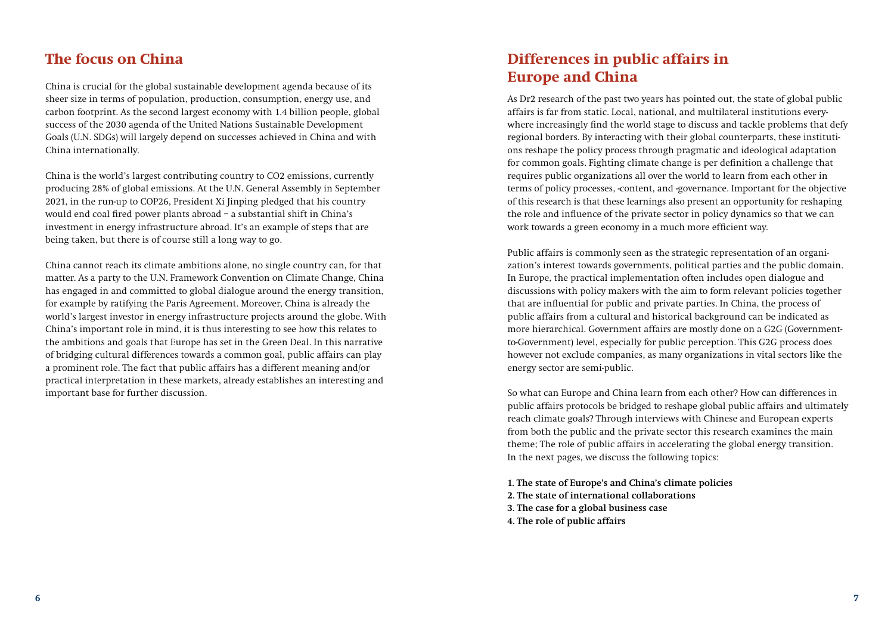## The focus on China

China is crucial for the global sustainable development agenda because of its sheer size in terms of population, production, consumption, energy use, and carbon footprint. As the second largest economy with 1.4 billion people, global success of the 2030 agenda of the United Nations Sustainable Development Goals (U.N. SDGs) will largely depend on successes achieved in China and with China internationally.

China is the world's largest contributing country to CO2 emissions, currently producing 28% of global emissions. At the U.N. General Assembly in September 2021, in the run-up to COP26, President Xi Jinping pledged that his country would end coal fired power plants abroad – a substantial shift in China's investment in energy infrastructure abroad. It's an example of steps that are being taken, but there is of course still a long way to go.

China cannot reach its climate ambitions alone, no single country can, for that matter. As a party to the U.N. Framework Convention on Climate Change, China has engaged in and committed to global dialogue around the energy transition, for example by ratifying the Paris Agreement. Moreover, China is already the world's largest investor in energy infrastructure projects around the globe. With China's important role in mind, it is thus interesting to see how this relates to the ambitions and goals that Europe has set in the Green Deal. In this narrative of bridging cultural differences towards a common goal, public affairs can play a prominent role. The fact that public affairs has a different meaning and/or practical interpretation in these markets, already establishes an interesting and important base for further discussion.

## Differences in public affairs in Europe and China

As Dr2 research of the past two years has pointed out, the state of global public affairs is far from static. Local, national, and multilateral institutions everywhere increasingly find the world stage to discuss and tackle problems that defy regional borders. By interacting with their global counterparts, these institutions reshape the policy process through pragmatic and ideological adaptation for common goals. Fighting climate change is per definition a challenge that requires public organizations all over the world to learn from each other in terms of policy processes, -content, and -governance. Important for the objective of this research is that these learnings also present an opportunity for reshaping the role and influence of the private sector in policy dynamics so that we can work towards a green economy in a much more efficient way.

Public affairs is commonly seen as the strategic representation of an organization's interest towards governments, political parties and the public domain. In Europe, the practical implementation often includes open dialogue and discussions with policy makers with the aim to form relevant policies together that are influential for public and private parties. In China, the process of public affairs from a cultural and historical background can be indicated as more hierarchical. Government affairs are mostly done on a G2G (Government-to-Government) level, especially for public perception. This G2G process does however not exclude companies, as many organizations in vital sectors like the energy sector are semi-public.

So what can Europe and China learn from each other? How can differences in public affairs protocols be bridged to reshape global public affairs and ultimately reach climate goals? Through interviews with Chinese and European experts from both the public and the private sector this research examines the main theme; The role of public affairs in accelerating the global energy transition. In the next pages, we discuss the following topics:

**1. The state of Europe's and China's climate policies**
**2. The state of international collaborations**
**3. The case for a global business case**
**4. The role of public affairs**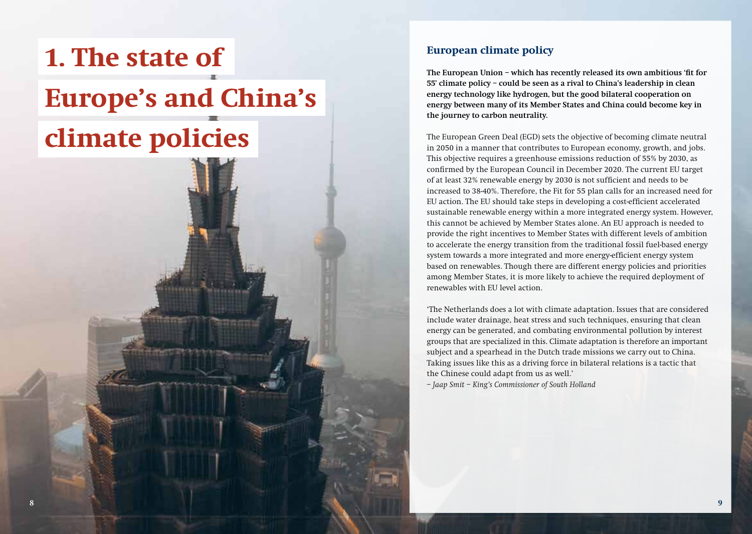# 1. The state of Europe's and China's climate policies

## European climate policy

**The European Union – which has recently released its own ambitious 'fit for 55' climate policy – could be seen as a rival to China's leadership in clean energy technology like hydrogen, but the good bilateral cooperation on energy between many of its Member States and China could become key in the journey to carbon neutrality.**

The European Green Deal (EGD) sets the objective of becoming climate neutral in 2050 in a manner that contributes to European economy, growth, and jobs. This objective requires a greenhouse emissions reduction of 55% by 2030, as confirmed by the European Council in December 2020. The current EU target of at least 32% renewable energy by 2030 is not sufficient and needs to be increased to 38-40%. Therefore, the Fit for 55 plan calls for an increased need for EU action. The EU should take steps in developing a cost-efficient accelerated sustainable renewable energy within a more integrated energy system. However, this cannot be achieved by Member States alone. An EU approach is needed to provide the right incentives to Member States with different levels of ambition to accelerate the energy transition from the traditional fossil fuel-based energy system towards a more integrated and more energy-efficient energy system based on renewables. Though there are different energy policies and priorities among Member States, it is more likely to achieve the required deployment of renewables with EU level action.

'The Netherlands does a lot with climate adaptation. Issues that are considered include water drainage, heat stress and such techniques, ensuring that clean energy can be generated, and combating environmental pollution by interest groups that are specialized in this. Climate adaptation is therefore an important subject and a spearhead in the Dutch trade missions we carry out to China. Taking issues like this as a driving force in bilateral relations is a tactic that the Chinese could adapt from us as well.'
*– Jaap Smit – King's Commissioner of South Holland*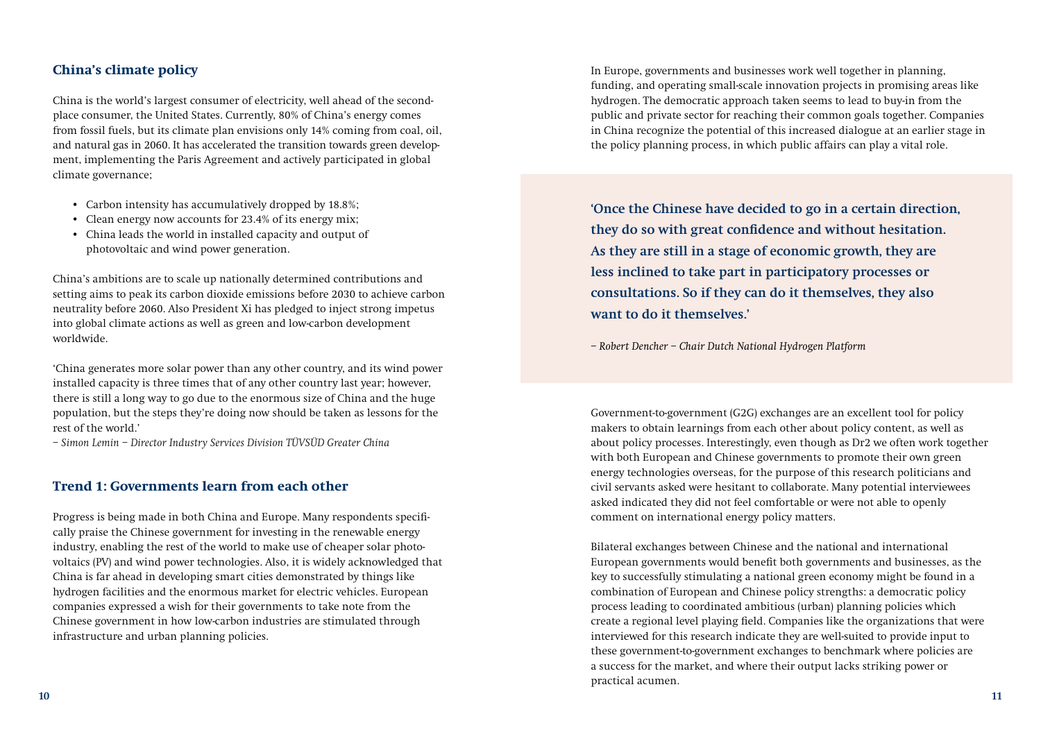## China's climate policy

China is the world's largest consumer of electricity, well ahead of the second-place consumer, the United States. Currently, 80% of China's energy comes from fossil fuels, but its climate plan envisions only 14% coming from coal, oil, and natural gas in 2060. It has accelerated the transition towards green development, implementing the Paris Agreement and actively participated in global climate governance;

- Carbon intensity has accumulatively dropped by 18.8%;
- Clean energy now accounts for 23.4% of its energy mix;
- China leads the world in installed capacity and output of photovoltaic and wind power generation.

China's ambitions are to scale up nationally determined contributions and setting aims to peak its carbon dioxide emissions before 2030 to achieve carbon neutrality before 2060. Also President Xi has pledged to inject strong impetus into global climate actions as well as green and low-carbon development worldwide.

'China generates more solar power than any other country, and its wind power installed capacity is three times that of any other country last year; however, there is still a long way to go due to the enormous size of China and the huge population, but the steps they're doing now should be taken as lessons for the rest of the world.'
*– Simon Lemin – Director Industry Services Division TÜVSÜD Greater China*

## Trend 1: Governments learn from each other

Progress is being made in both China and Europe. Many respondents specifically praise the Chinese government for investing in the renewable energy industry, enabling the rest of the world to make use of cheaper solar photovoltaics (PV) and wind power technologies. Also, it is widely acknowledged that China is far ahead in developing smart cities demonstrated by things like hydrogen facilities and the enormous market for electric vehicles. European companies expressed a wish for their governments to take note from the Chinese government in how low-carbon industries are stimulated through infrastructure and urban planning policies.

In Europe, governments and businesses work well together in planning, funding, and operating small-scale innovation projects in promising areas like hydrogen. The democratic approach taken seems to lead to buy-in from the public and private sector for reaching their common goals together. Companies in China recognize the potential of this increased dialogue at an earlier stage in the policy planning process, in which public affairs can play a vital role.

**'Once the Chinese have decided to go in a certain direction, they do so with great confidence and without hesitation. As they are still in a stage of economic growth, they are less inclined to take part in participatory processes or consultations. So if they can do it themselves, they also want to do it themselves.'**

*– Robert Dencher – Chair Dutch National Hydrogen Platform*

Government-to-government (G2G) exchanges are an excellent tool for policy makers to obtain learnings from each other about policy content, as well as about policy processes. Interestingly, even though as Dr2 we often work together with both European and Chinese governments to promote their own green energy technologies overseas, for the purpose of this research politicians and civil servants asked were hesitant to collaborate. Many potential interviewees asked indicated they did not feel comfortable or were not able to openly comment on international energy policy matters.

Bilateral exchanges between Chinese and the national and international European governments would benefit both governments and businesses, as the key to successfully stimulating a national green economy might be found in a combination of European and Chinese policy strengths: a democratic policy process leading to coordinated ambitious (urban) planning policies which create a regional level playing field. Companies like the organizations that were interviewed for this research indicate they are well-suited to provide input to these government-to-government exchanges to benchmark where policies are a success for the market, and where their output lacks striking power or practical acumen.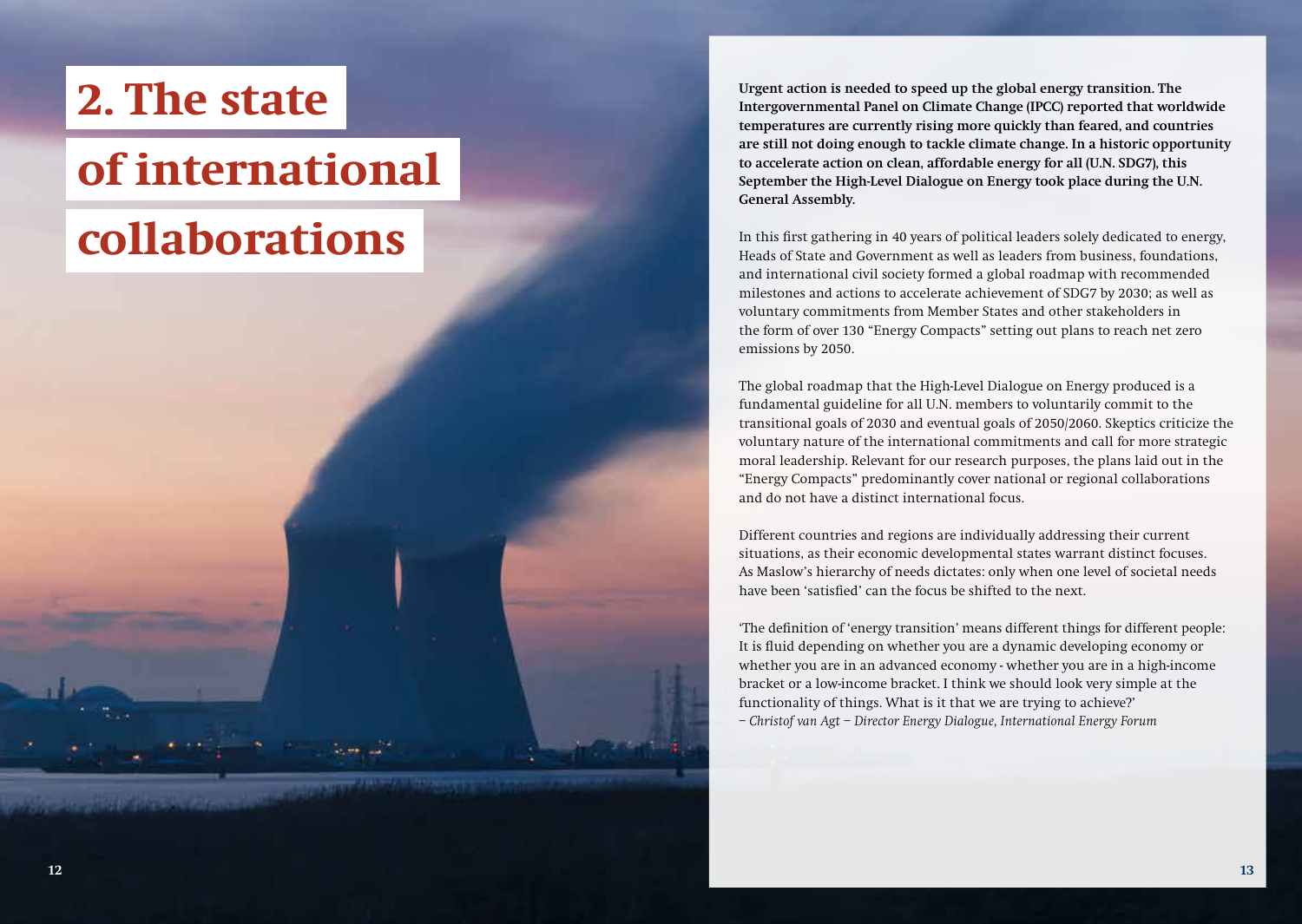# 2. The state of international collaborations

**Urgent action is needed to speed up the global energy transition. The Intergovernmental Panel on Climate Change (IPCC) reported that worldwide temperatures are currently rising more quickly than feared, and countries are still not doing enough to tackle climate change. In a historic opportunity to accelerate action on clean, affordable energy for all (U.N. SDG7), this September the High-Level Dialogue on Energy took place during the U.N. General Assembly.**

In this first gathering in 40 years of political leaders solely dedicated to energy, Heads of State and Government as well as leaders from business, foundations, and international civil society formed a global roadmap with recommended milestones and actions to accelerate achievement of SDG7 by 2030; as well as voluntary commitments from Member States and other stakeholders in the form of over 130 "Energy Compacts" setting out plans to reach net zero emissions by 2050.

The global roadmap that the High-Level Dialogue on Energy produced is a fundamental guideline for all U.N. members to voluntarily commit to the transitional goals of 2030 and eventual goals of 2050/2060. Skeptics criticize the voluntary nature of the international commitments and call for more strategic moral leadership. Relevant for our research purposes, the plans laid out in the "Energy Compacts" predominantly cover national or regional collaborations and do not have a distinct international focus.

Different countries and regions are individually addressing their current situations, as their economic developmental states warrant distinct focuses. As Maslow's hierarchy of needs dictates: only when one level of societal needs have been 'satisfied' can the focus be shifted to the next.

'The definition of 'energy transition' means different things for different people: It is fluid depending on whether you are a dynamic developing economy or whether you are in an advanced economy - whether you are in a high-income bracket or a low-income bracket. I think we should look very simple at the functionality of things. What is it that we are trying to achieve?'
*– Christof van Agt – Director Energy Dialogue, International Energy Forum*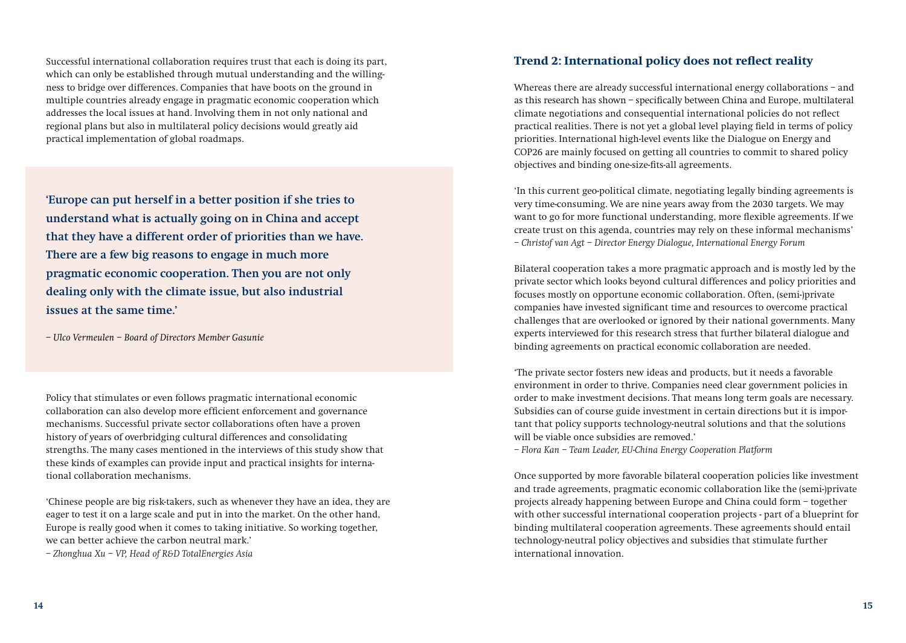Successful international collaboration requires trust that each is doing its part, which can only be established through mutual understanding and the willingness to bridge over differences. Companies that have boots on the ground in multiple countries already engage in pragmatic economic cooperation which addresses the local issues at hand. Involving them in not only national and regional plans but also in multilateral policy decisions would greatly aid practical implementation of global roadmaps.

> **'Europe can put herself in a better position if she tries to understand what is actually going on in China and accept that they have a different order of priorities than we have. There are a few big reasons to engage in much more pragmatic economic cooperation. Then you are not only dealing only with the climate issue, but also industrial issues at the same time.'**
>
> *– Ulco Vermeulen – Board of Directors Member Gasunie*

Policy that stimulates or even follows pragmatic international economic collaboration can also develop more efficient enforcement and governance mechanisms. Successful private sector collaborations often have a proven history of years of overbridging cultural differences and consolidating strengths. The many cases mentioned in the interviews of this study show that these kinds of examples can provide input and practical insights for international collaboration mechanisms.

'Chinese people are big risk-takers, such as whenever they have an idea, they are eager to test it on a large scale and put in into the market. On the other hand, Europe is really good when it comes to taking initiative. So working together, we can better achieve the carbon neutral mark.'
*– Zhonghua Xu – VP, Head of R&D TotalEnergies Asia*

## Trend 2: International policy does not reflect reality

Whereas there are already successful international energy collaborations – and as this research has shown – specifically between China and Europe, multilateral climate negotiations and consequential international policies do not reflect practical realities. There is not yet a global level playing field in terms of policy priorities. International high-level events like the Dialogue on Energy and COP26 are mainly focused on getting all countries to commit to shared policy objectives and binding one-size-fits-all agreements.

'In this current geo-political climate, negotiating legally binding agreements is very time-consuming. We are nine years away from the 2030 targets. We may want to go for more functional understanding, more flexible agreements. If we create trust on this agenda, countries may rely on these informal mechanisms'
*– Christof van Agt – Director Energy Dialogue, International Energy Forum*

Bilateral cooperation takes a more pragmatic approach and is mostly led by the private sector which looks beyond cultural differences and policy priorities and focuses mostly on opportune economic collaboration. Often, (semi-)private companies have invested significant time and resources to overcome practical challenges that are overlooked or ignored by their national governments. Many experts interviewed for this research stress that further bilateral dialogue and binding agreements on practical economic collaboration are needed.

'The private sector fosters new ideas and products, but it needs a favorable environment in order to thrive. Companies need clear government policies in order to make investment decisions. That means long term goals are necessary. Subsidies can of course guide investment in certain directions but it is important that policy supports technology-neutral solutions and that the solutions will be viable once subsidies are removed.'
*– Flora Kan – Team Leader, EU-China Energy Cooperation Platform*

Once supported by more favorable bilateral cooperation policies like investment and trade agreements, pragmatic economic collaboration like the (semi-)private projects already happening between Europe and China could form – together with other successful international cooperation projects - part of a blueprint for binding multilateral cooperation agreements. These agreements should entail technology-neutral policy objectives and subsidies that stimulate further international innovation.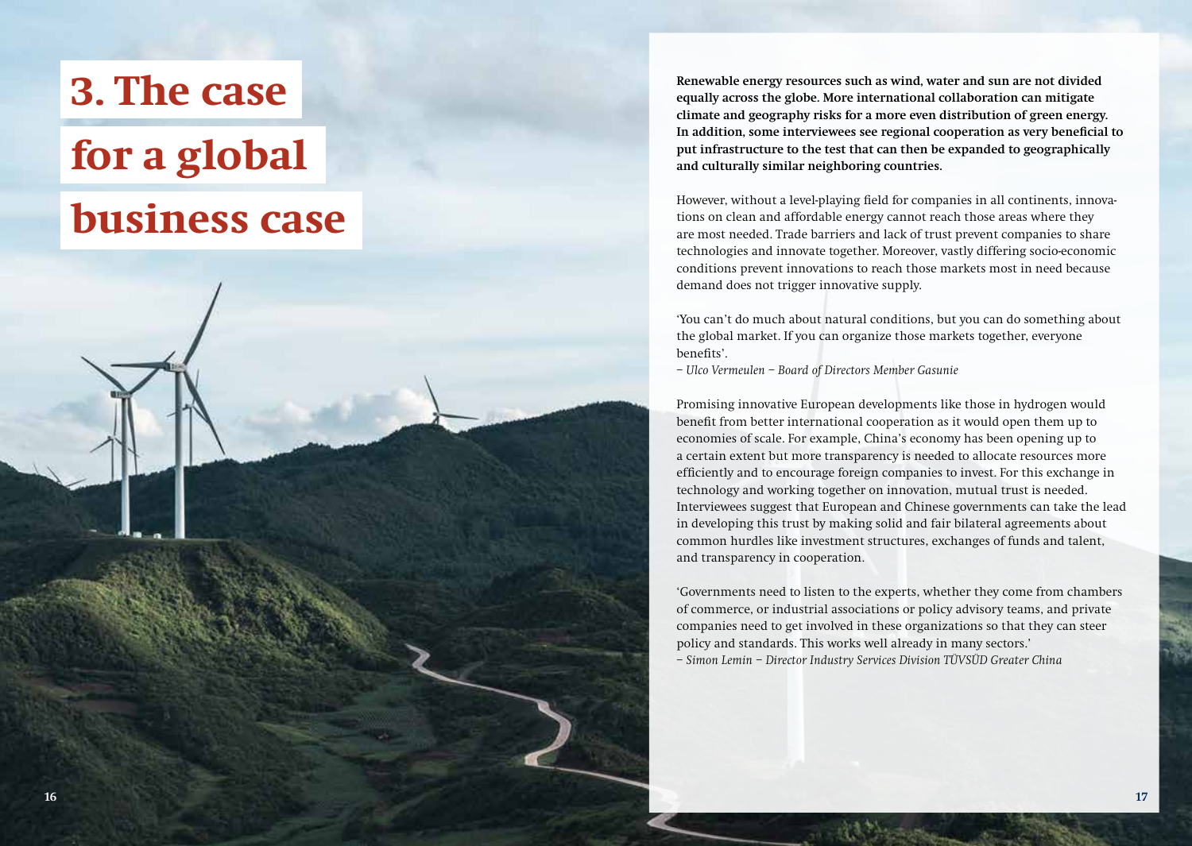# 3. The case for a global business case

**Renewable energy resources such as wind, water and sun are not divided equally across the globe. More international collaboration can mitigate climate and geography risks for a more even distribution of green energy. In addition, some interviewees see regional cooperation as very beneficial to put infrastructure to the test that can then be expanded to geographically and culturally similar neighboring countries.**

However, without a level-playing field for companies in all continents, innovations on clean and affordable energy cannot reach those areas where they are most needed. Trade barriers and lack of trust prevent companies to share technologies and innovate together. Moreover, vastly differing socio-economic conditions prevent innovations to reach those markets most in need because demand does not trigger innovative supply.

'You can't do much about natural conditions, but you can do something about the global market. If you can organize those markets together, everyone benefits'.
*– Ulco Vermeulen – Board of Directors Member Gasunie*

Promising innovative European developments like those in hydrogen would benefit from better international cooperation as it would open them up to economies of scale. For example, China's economy has been opening up to a certain extent but more transparency is needed to allocate resources more efficiently and to encourage foreign companies to invest. For this exchange in technology and working together on innovation, mutual trust is needed. Interviewees suggest that European and Chinese governments can take the lead in developing this trust by making solid and fair bilateral agreements about common hurdles like investment structures, exchanges of funds and talent, and transparency in cooperation.

'Governments need to listen to the experts, whether they come from chambers of commerce, or industrial associations or policy advisory teams, and private companies need to get involved in these organizations so that they can steer policy and standards. This works well already in many sectors.'
*– Simon Lemin – Director Industry Services Division TÜVSÜD Greater China*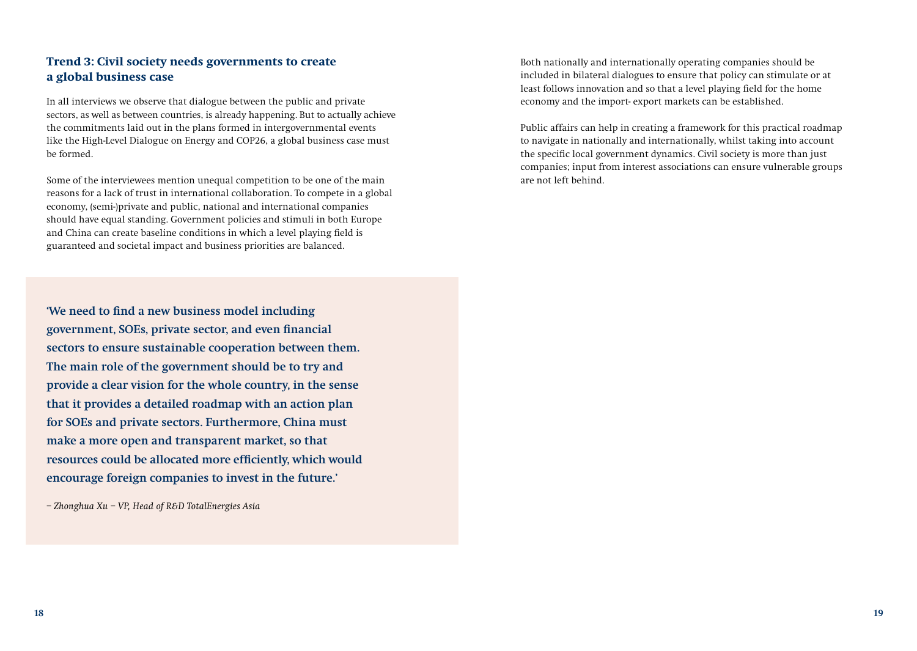### Trend 3: Civil society needs governments to create a global business case

In all interviews we observe that dialogue between the public and private sectors, as well as between countries, is already happening. But to actually achieve the commitments laid out in the plans formed in intergovernmental events like the High-Level Dialogue on Energy and COP26, a global business case must be formed.

Some of the interviewees mention unequal competition to be one of the main reasons for a lack of trust in international collaboration. To compete in a global economy, (semi-)private and public, national and international companies should have equal standing. Government policies and stimuli in both Europe and China can create baseline conditions in which a level playing field is guaranteed and societal impact and business priorities are balanced.

> **'We need to find a new business model including government, SOEs, private sector, and even financial sectors to ensure sustainable cooperation between them. The main role of the government should be to try and provide a clear vision for the whole country, in the sense that it provides a detailed roadmap with an action plan for SOEs and private sectors. Furthermore, China must make a more open and transparent market, so that resources could be allocated more efficiently, which would encourage foreign companies to invest in the future.'**
>
> *– Zhonghua Xu – VP, Head of R&D TotalEnergies Asia*

Both nationally and internationally operating companies should be included in bilateral dialogues to ensure that policy can stimulate or at least follows innovation and so that a level playing field for the home economy and the import- export markets can be established.

Public affairs can help in creating a framework for this practical roadmap to navigate in nationally and internationally, whilst taking into account the specific local government dynamics. Civil society is more than just companies; input from interest associations can ensure vulnerable groups are not left behind.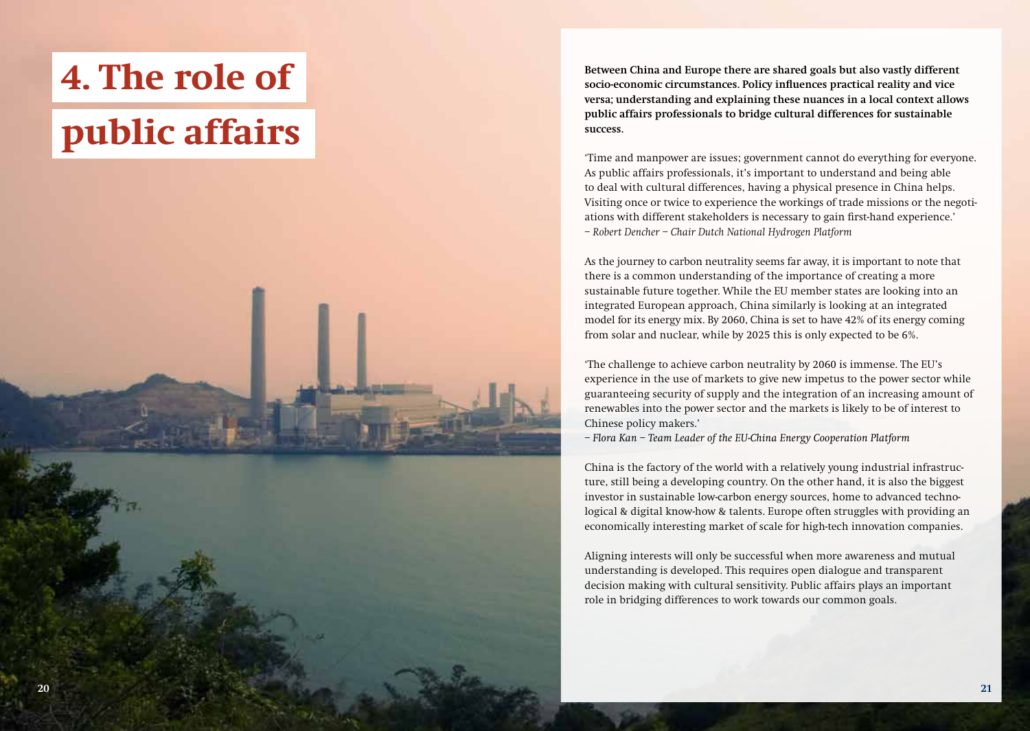# 4. The role of public affairs

**Between China and Europe there are shared goals but also vastly different socio-economic circumstances. Policy influences practical reality and vice versa; understanding and explaining these nuances in a local context allows public affairs professionals to bridge cultural differences for sustainable success.**

'Time and manpower are issues; government cannot do everything for everyone. As public affairs professionals, it's important to understand and being able to deal with cultural differences, having a physical presence in China helps. Visiting once or twice to experience the workings of trade missions or the negotiations with different stakeholders is necessary to gain first-hand experience.'
*– Robert Dencher – Chair Dutch National Hydrogen Platform*

As the journey to carbon neutrality seems far away, it is important to note that there is a common understanding of the importance of creating a more sustainable future together. While the EU member states are looking into an integrated European approach, China similarly is looking at an integrated model for its energy mix. By 2060, China is set to have 42% of its energy coming from solar and nuclear, while by 2025 this is only expected to be 6%.

'The challenge to achieve carbon neutrality by 2060 is immense. The EU's experience in the use of markets to give new impetus to the power sector while guaranteeing security of supply and the integration of an increasing amount of renewables into the power sector and the markets is likely to be of interest to Chinese policy makers.'
*– Flora Kan – Team Leader of the EU-China Energy Cooperation Platform*

China is the factory of the world with a relatively young industrial infrastructure, still being a developing country. On the other hand, it is also the biggest investor in sustainable low-carbon energy sources, home to advanced technological & digital know-how & talents. Europe often struggles with providing an economically interesting market of scale for high-tech innovation companies.

Aligning interests will only be successful when more awareness and mutual understanding is developed. This requires open dialogue and transparent decision making with cultural sensitivity. Public affairs plays an important role in bridging differences to work towards our common goals.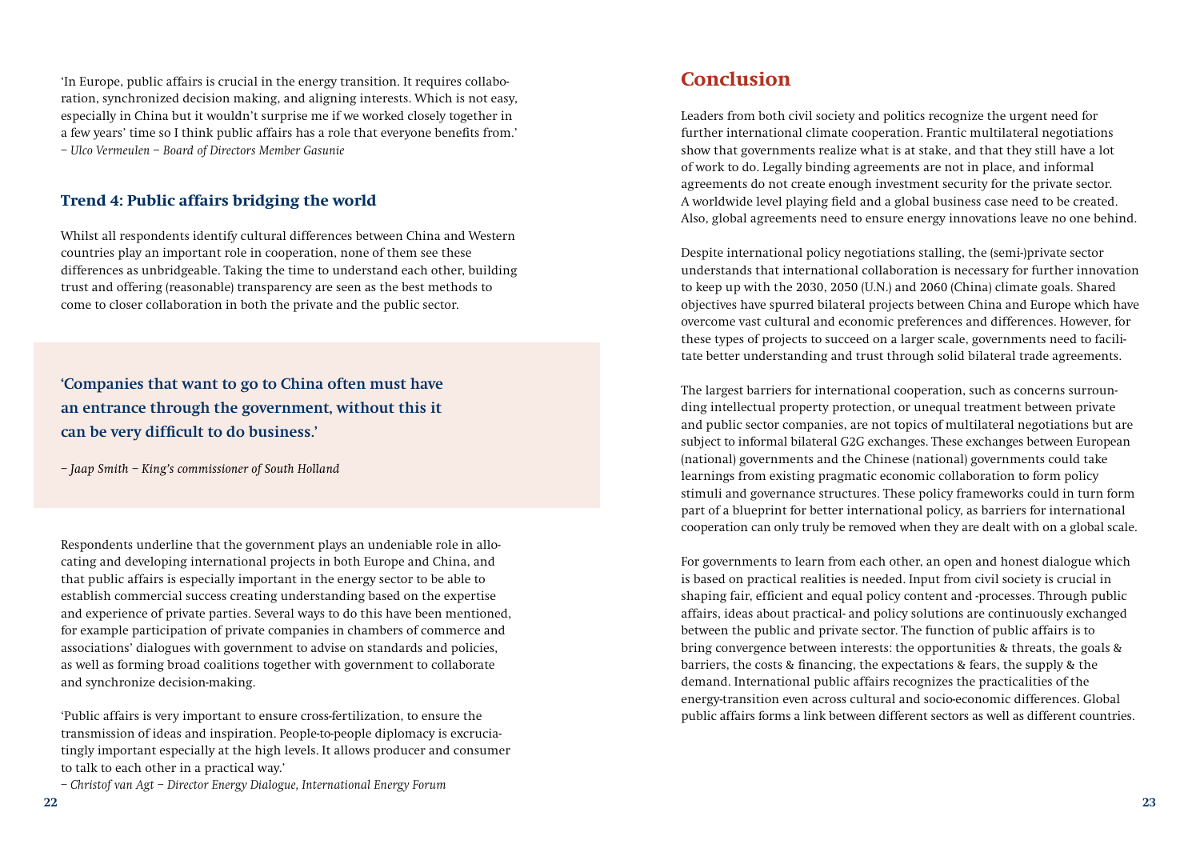'In Europe, public affairs is crucial in the energy transition. It requires collaboration, synchronized decision making, and aligning interests. Which is not easy, especially in China but it wouldn't surprise me if we worked closely together in a few years' time so I think public affairs has a role that everyone benefits from.'
*– Ulco Vermeulen – Board of Directors Member Gasunie*

### Trend 4: Public affairs bridging the world

Whilst all respondents identify cultural differences between China and Western countries play an important role in cooperation, none of them see these differences as unbridgeable. Taking the time to understand each other, building trust and offering (reasonable) transparency are seen as the best methods to come to closer collaboration in both the private and the public sector.

**'Companies that want to go to China often must have an entrance through the government, without this it can be very difficult to do business.'**

*– Jaap Smith – King's commissioner of South Holland*

Respondents underline that the government plays an undeniable role in allocating and developing international projects in both Europe and China, and that public affairs is especially important in the energy sector to be able to establish commercial success creating understanding based on the expertise and experience of private parties. Several ways to do this have been mentioned, for example participation of private companies in chambers of commerce and associations' dialogues with government to advise on standards and policies, as well as forming broad coalitions together with government to collaborate and synchronize decision-making.

'Public affairs is very important to ensure cross-fertilization, to ensure the transmission of ideas and inspiration. People-to-people diplomacy is excruciatingly important especially at the high levels. It allows producer and consumer to talk to each other in a practical way.'
*– Christof van Agt – Director Energy Dialogue, International Energy Forum*

## Conclusion

Leaders from both civil society and politics recognize the urgent need for further international climate cooperation. Frantic multilateral negotiations show that governments realize what is at stake, and that they still have a lot of work to do. Legally binding agreements are not in place, and informal agreements do not create enough investment security for the private sector. A worldwide level playing field and a global business case need to be created. Also, global agreements need to ensure energy innovations leave no one behind.

Despite international policy negotiations stalling, the (semi-)private sector understands that international collaboration is necessary for further innovation to keep up with the 2030, 2050 (U.N.) and 2060 (China) climate goals. Shared objectives have spurred bilateral projects between China and Europe which have overcome vast cultural and economic preferences and differences. However, for these types of projects to succeed on a larger scale, governments need to facilitate better understanding and trust through solid bilateral trade agreements.

The largest barriers for international cooperation, such as concerns surrounding intellectual property protection, or unequal treatment between private and public sector companies, are not topics of multilateral negotiations but are subject to informal bilateral G2G exchanges. These exchanges between European (national) governments and the Chinese (national) governments could take learnings from existing pragmatic economic collaboration to form policy stimuli and governance structures. These policy frameworks could in turn form part of a blueprint for better international policy, as barriers for international cooperation can only truly be removed when they are dealt with on a global scale.

For governments to learn from each other, an open and honest dialogue which is based on practical realities is needed. Input from civil society is crucial in shaping fair, efficient and equal policy content and -processes. Through public affairs, ideas about practical- and policy solutions are continuously exchanged between the public and private sector. The function of public affairs is to bring convergence between interests: the opportunities & threats, the goals & barriers, the costs & financing, the expectations & fears, the supply & the demand. International public affairs recognizes the practicalities of the energy-transition even across cultural and socio-economic differences. Global public affairs forms a link between different sectors as well as different countries.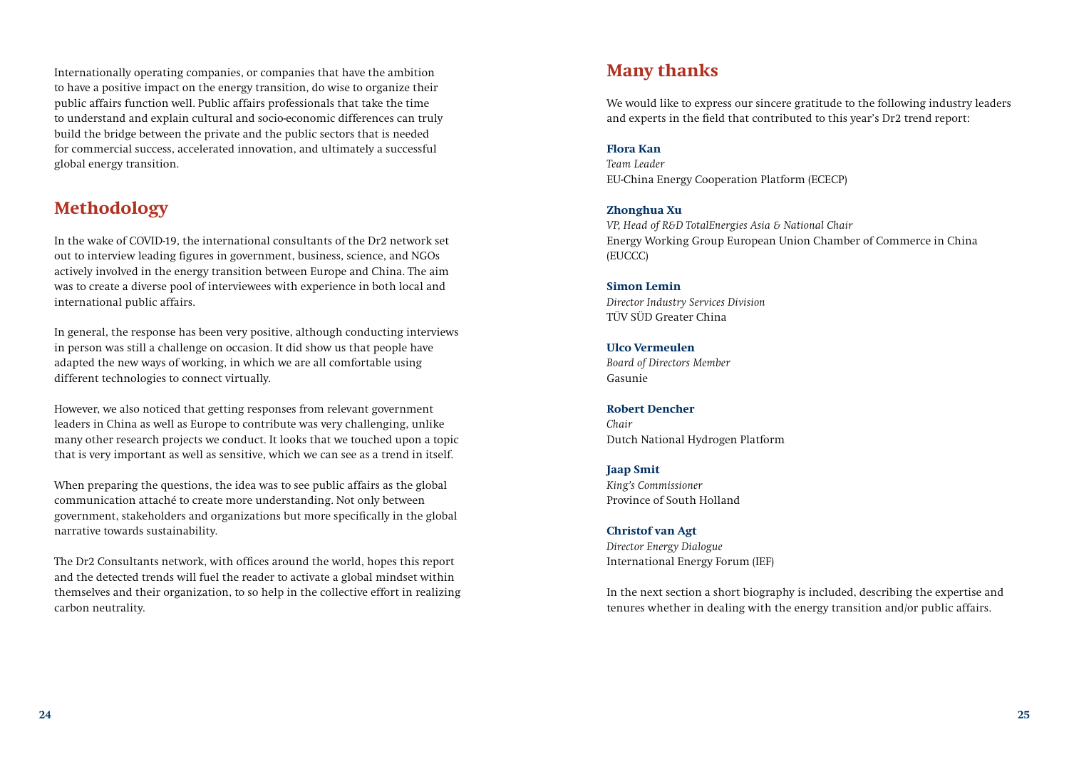Internationally operating companies, or companies that have the ambition to have a positive impact on the energy transition, do wise to organize their public affairs function well. Public affairs professionals that take the time to understand and explain cultural and socio-economic differences can truly build the bridge between the private and the public sectors that is needed for commercial success, accelerated innovation, and ultimately a successful global energy transition.

## Methodology

In the wake of COVID-19, the international consultants of the Dr2 network set out to interview leading figures in government, business, science, and NGOs actively involved in the energy transition between Europe and China. The aim was to create a diverse pool of interviewees with experience in both local and international public affairs.

In general, the response has been very positive, although conducting interviews in person was still a challenge on occasion. It did show us that people have adapted the new ways of working, in which we are all comfortable using different technologies to connect virtually.

However, we also noticed that getting responses from relevant government leaders in China as well as Europe to contribute was very challenging, unlike many other research projects we conduct. It looks that we touched upon a topic that is very important as well as sensitive, which we can see as a trend in itself.

When preparing the questions, the idea was to see public affairs as the global communication attaché to create more understanding. Not only between government, stakeholders and organizations but more specifically in the global narrative towards sustainability.

The Dr2 Consultants network, with offices around the world, hopes this report and the detected trends will fuel the reader to activate a global mindset within themselves and their organization, to so help in the collective effort in realizing carbon neutrality.

## Many thanks

We would like to express our sincere gratitude to the following industry leaders and experts in the field that contributed to this year's Dr2 trend report:

**Flora Kan**
*Team Leader*
EU-China Energy Cooperation Platform (ECECP)

**Zhonghua Xu**
*VP, Head of R&D TotalEnergies Asia & National Chair*
Energy Working Group European Union Chamber of Commerce in China (EUCCC)

**Simon Lemin**
*Director Industry Services Division*
TÜV SÜD Greater China

**Ulco Vermeulen**
*Board of Directors Member*
Gasunie

**Robert Dencher**
*Chair*
Dutch National Hydrogen Platform

**Jaap Smit**
*King's Commissioner*
Province of South Holland

**Christof van Agt**
*Director Energy Dialogue*
International Energy Forum (IEF)

In the next section a short biography is included, describing the expertise and tenures whether in dealing with the energy transition and/or public affairs.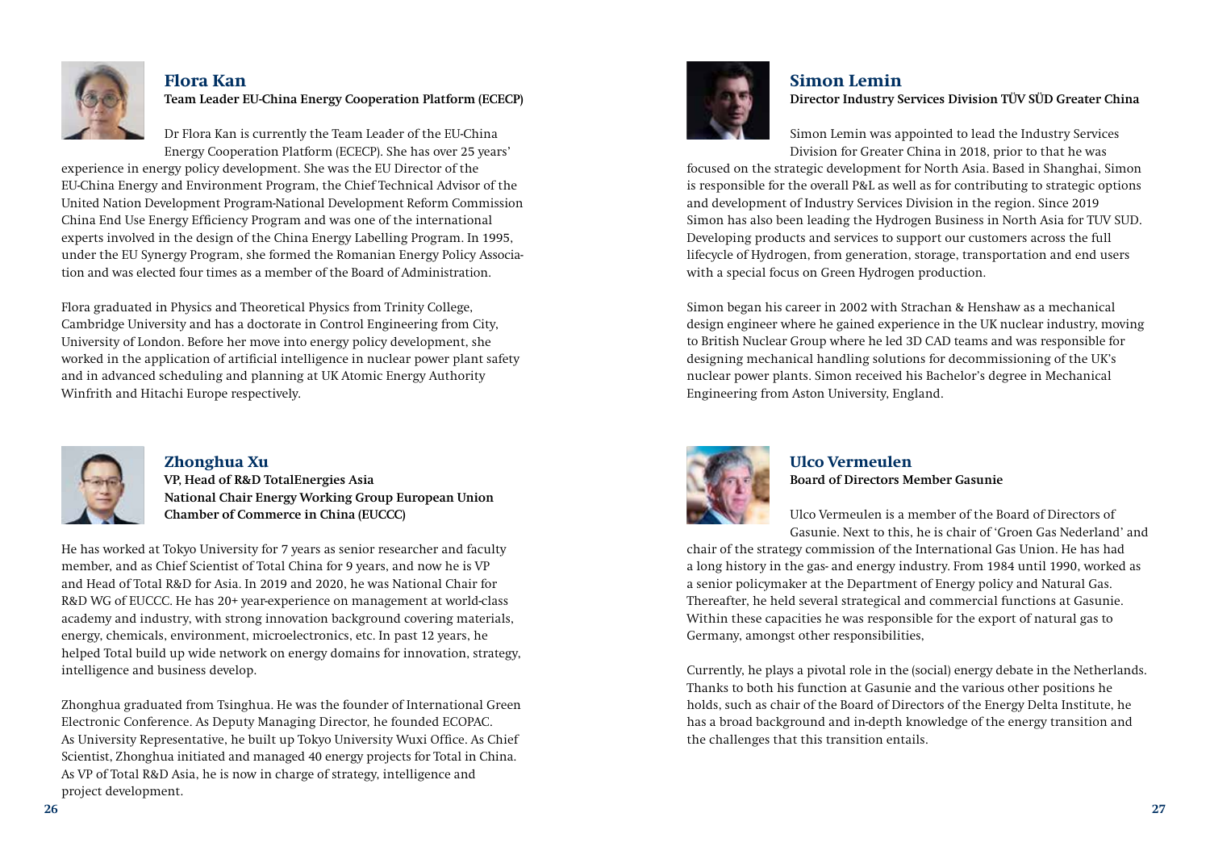## Flora Kan

**Team Leader EU-China Energy Cooperation Platform (ECECP)**

Dr Flora Kan is currently the Team Leader of the EU-China Energy Cooperation Platform (ECECP). She has over 25 years' experience in energy policy development. She was the EU Director of the EU-China Energy and Environment Program, the Chief Technical Advisor of the United Nation Development Program-National Development Reform Commission China End Use Energy Efficiency Program and was one of the international experts involved in the design of the China Energy Labelling Program. In 1995, under the EU Synergy Program, she formed the Romanian Energy Policy Association and was elected four times as a member of the Board of Administration.

Flora graduated in Physics and Theoretical Physics from Trinity College, Cambridge University and has a doctorate in Control Engineering from City, University of London. Before her move into energy policy development, she worked in the application of artificial intelligence in nuclear power plant safety and in advanced scheduling and planning at UK Atomic Energy Authority Winfrith and Hitachi Europe respectively.

## Zhonghua Xu

**VP, Head of R&D TotalEnergies Asia**
**National Chair Energy Working Group European Union Chamber of Commerce in China (EUCCC)**

He has worked at Tokyo University for 7 years as senior researcher and faculty member, and as Chief Scientist of Total China for 9 years, and now he is VP and Head of Total R&D for Asia. In 2019 and 2020, he was National Chair for R&D WG of EUCCC. He has 20+ year-experience on management at world-class academy and industry, with strong innovation background covering materials, energy, chemicals, environment, microelectronics, etc. In past 12 years, he helped Total build up wide network on energy domains for innovation, strategy, intelligence and business develop.

Zhonghua graduated from Tsinghua. He was the founder of International Green Electronic Conference. As Deputy Managing Director, he founded ECOPAC. As University Representative, he built up Tokyo University Wuxi Office. As Chief Scientist, Zhonghua initiated and managed 40 energy projects for Total in China. As VP of Total R&D Asia, he is now in charge of strategy, intelligence and project development.

## Simon Lemin

**Director Industry Services Division TÜV SÜD Greater China**

Simon Lemin was appointed to lead the Industry Services Division for Greater China in 2018, prior to that he was focused on the strategic development for North Asia. Based in Shanghai, Simon is responsible for the overall P&L as well as for contributing to strategic options and development of Industry Services Division in the region. Since 2019 Simon has also been leading the Hydrogen Business in North Asia for TUV SUD. Developing products and services to support our customers across the full lifecycle of Hydrogen, from generation, storage, transportation and end users with a special focus on Green Hydrogen production.

Simon began his career in 2002 with Strachan & Henshaw as a mechanical design engineer where he gained experience in the UK nuclear industry, moving to British Nuclear Group where he led 3D CAD teams and was responsible for designing mechanical handling solutions for decommissioning of the UK's nuclear power plants. Simon received his Bachelor's degree in Mechanical Engineering from Aston University, England.

## Ulco Vermeulen

**Board of Directors Member Gasunie**

Ulco Vermeulen is a member of the Board of Directors of Gasunie. Next to this, he is chair of 'Groen Gas Nederland' and chair of the strategy commission of the International Gas Union. He has had a long history in the gas- and energy industry. From 1984 until 1990, worked as a senior policymaker at the Department of Energy policy and Natural Gas. Thereafter, he held several strategical and commercial functions at Gasunie. Within these capacities he was responsible for the export of natural gas to Germany, amongst other responsibilities,

Currently, he plays a pivotal role in the (social) energy debate in the Netherlands. Thanks to both his function at Gasunie and the various other positions he holds, such as chair of the Board of Directors of the Energy Delta Institute, he has a broad background and in-depth knowledge of the energy transition and the challenges that this transition entails.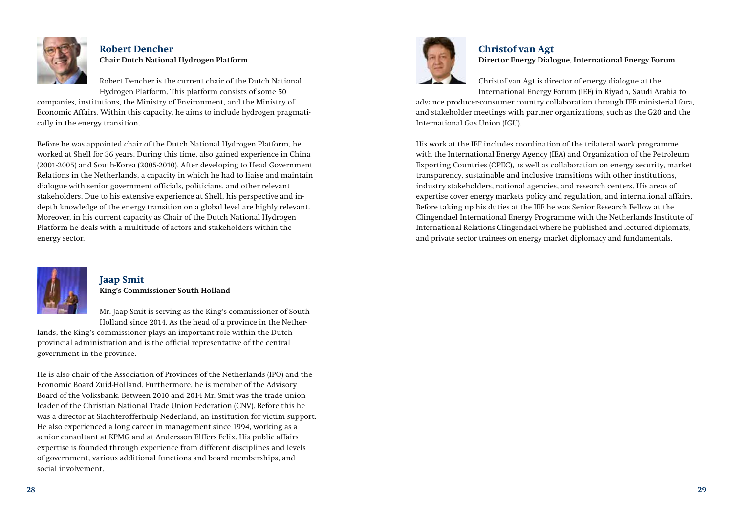### Robert Dencher

**Chair Dutch National Hydrogen Platform**

Robert Dencher is the current chair of the Dutch National Hydrogen Platform. This platform consists of some 50 companies, institutions, the Ministry of Environment, and the Ministry of Economic Affairs. Within this capacity, he aims to include hydrogen pragmatically in the energy transition.

Before he was appointed chair of the Dutch National Hydrogen Platform, he worked at Shell for 36 years. During this time, also gained experience in China (2001-2005) and South-Korea (2005-2010). After developing to Head Government Relations in the Netherlands, a capacity in which he had to liaise and maintain dialogue with senior government officials, politicians, and other relevant stakeholders. Due to his extensive experience at Shell, his perspective and in-depth knowledge of the energy transition on a global level are highly relevant. Moreover, in his current capacity as Chair of the Dutch National Hydrogen Platform he deals with a multitude of actors and stakeholders within the energy sector.

### Jaap Smit

**King's Commissioner South Holland**

Mr. Jaap Smit is serving as the King's commissioner of South Holland since 2014. As the head of a province in the Netherlands, the King's commissioner plays an important role within the Dutch provincial administration and is the official representative of the central government in the province.

He is also chair of the Association of Provinces of the Netherlands (IPO) and the Economic Board Zuid-Holland. Furthermore, he is member of the Advisory Board of the Volksbank. Between 2010 and 2014 Mr. Smit was the trade union leader of the Christian National Trade Union Federation (CNV). Before this he was a director at Slachterofferhulp Nederland, an institution for victim support. He also experienced a long career in management since 1994, working as a senior consultant at KPMG and at Andersson Elffers Felix. His public affairs expertise is founded through experience from different disciplines and levels of government, various additional functions and board memberships, and social involvement.

### Christof van Agt

**Director Energy Dialogue, International Energy Forum**

Christof van Agt is director of energy dialogue at the International Energy Forum (IEF) in Riyadh, Saudi Arabia to advance producer-consumer country collaboration through IEF ministerial fora, and stakeholder meetings with partner organizations, such as the G20 and the International Gas Union (IGU).

His work at the IEF includes coordination of the trilateral work programme with the International Energy Agency (IEA) and Organization of the Petroleum Exporting Countries (OPEC), as well as collaboration on energy security, market transparency, sustainable and inclusive transitions with other institutions, industry stakeholders, national agencies, and research centers. His areas of expertise cover energy markets policy and regulation, and international affairs. Before taking up his duties at the IEF he was Senior Research Fellow at the Clingendael International Energy Programme with the Netherlands Institute of International Relations Clingendael where he published and lectured diplomats, and private sector trainees on energy market diplomacy and fundamentals.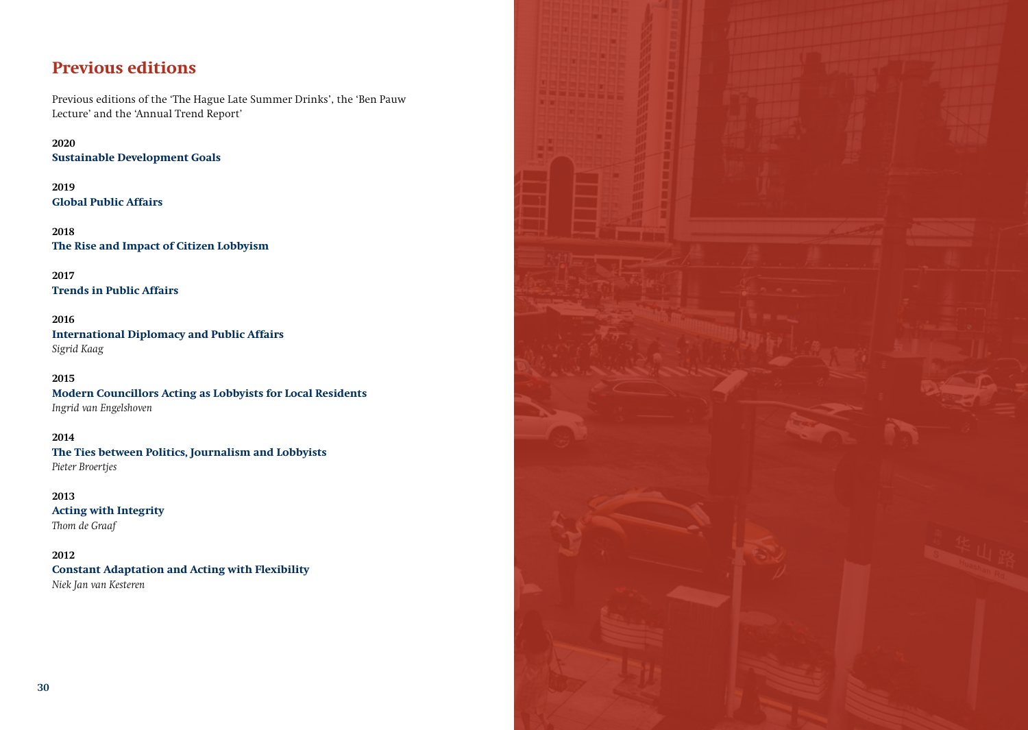## Previous editions

Previous editions of the 'The Hague Late Summer Drinks', the 'Ben Pauw Lecture' and the 'Annual Trend Report'

**2020**
**Sustainable Development Goals**

**2019**
**Global Public Affairs**

**2018**
**The Rise and Impact of Citizen Lobbyism**

**2017**
**Trends in Public Affairs**

**2016**
**International Diplomacy and Public Affairs**
*Sigrid Kaag*

**2015**
**Modern Councillors Acting as Lobbyists for Local Residents**
*Ingrid van Engelshoven*

**2014**
**The Ties between Politics, Journalism and Lobbyists**
*Pieter Broertjes*

**2013**
**Acting with Integrity**
*Thom de Graaf*

**2012**
**Constant Adaptation and Acting with Flexibility**
*Niek Jan van Kesteren*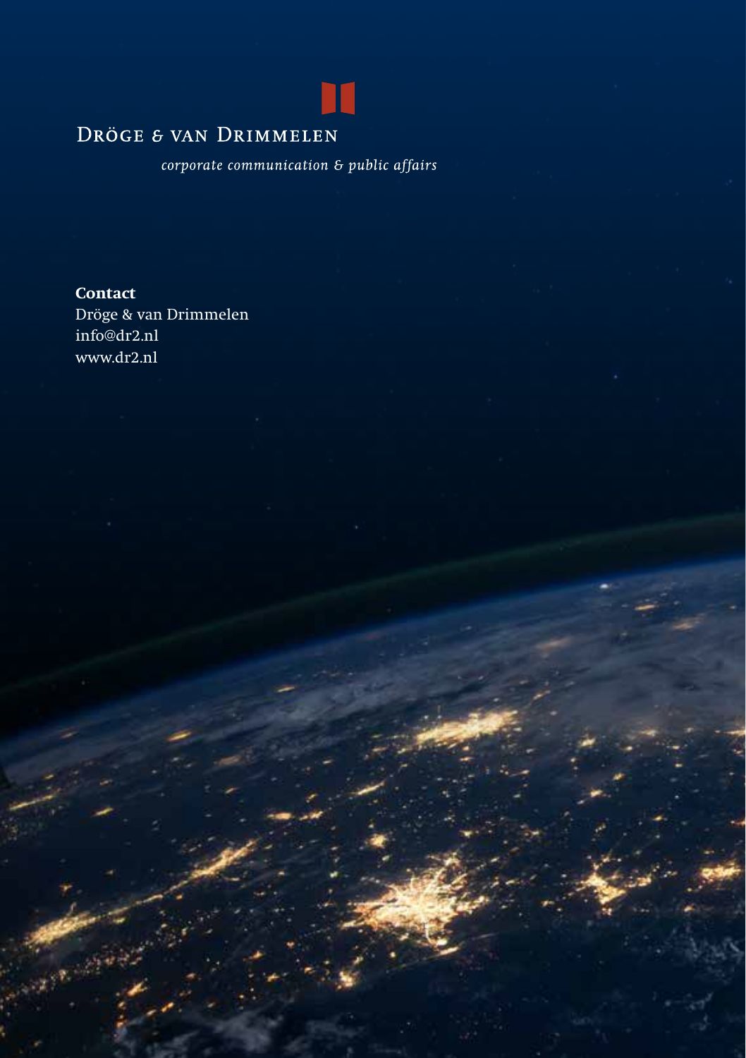Dröge & van Drimmelen

*corporate communication & public affairs*

**Contact**
Dröge & van Drimmelen
info@dr2.nl
www.dr2.nl